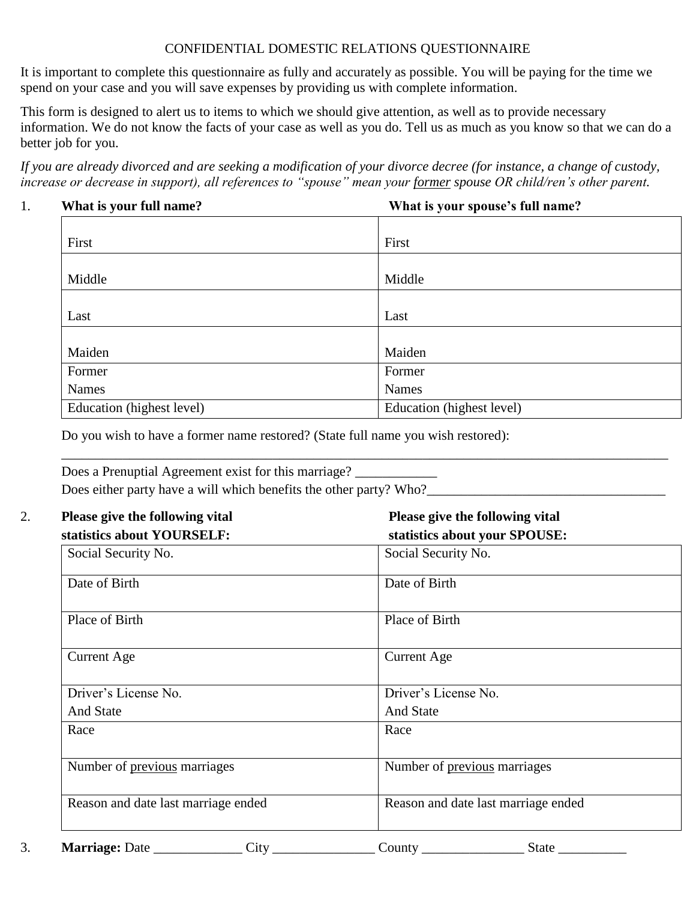# CONFIDENTIAL DOMESTIC RELATIONS QUESTIONNAIRE

It is important to complete this questionnaire as fully and accurately as possible. You will be paying for the time we spend on your case and you will save expenses by providing us with complete information.

This form is designed to alert us to items to which we should give attention, as well as to provide necessary information. We do not know the facts of your case as well as you do. Tell us as much as you know so that we can do a better job for you.

*If you are already divorced and are seeking a modification of your divorce decree (for instance, a change of custody, increase or decrease in support), all references to "spouse" mean your former spouse OR child/ren's other parent.*

1. **What is your full name?** / **What is your spouse's full name?**

| What is your full name? | What is your spouse's full name? |
|---|---|
| First | First |
| Middle | Middle |
| Last | Last |
| Maiden | Maiden |
| Former Names | Former Names |
| Education (highest level) | Education (highest level) |

Do you wish to have a former name restored? (State full name you wish restored):

______________________________________________________________________________________

Does a Prenuptial Agreement exist for this marriage? ____________

Does either party have a will which benefits the other party? Who?___________________________________

2. **Please give the following vital statistics about YOURSELF:** / **Please give the following vital statistics about your SPOUSE:**

| Please give the following vital statistics about YOURSELF: | Please give the following vital statistics about your SPOUSE: |
|---|---|
| Social Security No. | Social Security No. |
| Date of Birth | Date of Birth |
| Place of Birth | Place of Birth |
| Current Age | Current Age |
| Driver's License No. And State | Driver's License No. And State |
| Race | Race |
| Number of previous marriages | Number of previous marriages |
| Reason and date last marriage ended | Reason and date last marriage ended |

3. **Marriage:** Date _____________ City _______________ County _______________ State __________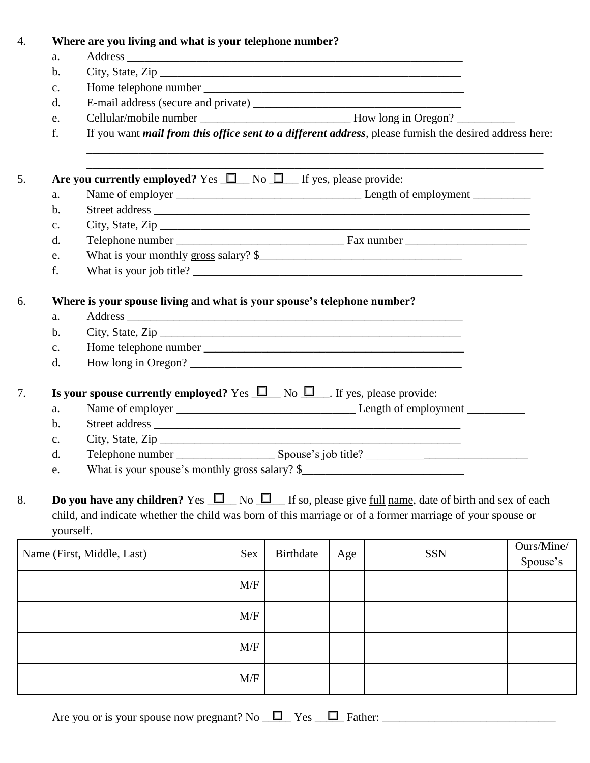4. **Where are you living and what is your telephone number?**
   a. Address ____________________________________________________________
   b. City, State, Zip _______________________________________________________
   c. Home telephone number _____________________________________________
   d. E-mail address (secure and private) ____________________________________
   e. Cellular/mobile number ___________________________ How long in Oregon? __________
   f. If you want ***mail from this office sent to a different address***, please furnish the desired address here:
   ____________________________________________________________________________________
   ____________________________________________________________________________________

5. **Are you currently employed?** Yes ☐ No ☐ If yes, please provide:
   a. Name of employer _________________________________ Length of employment __________
   b. Street address _____________________________________________________________________
   c. City, State, Zip ____________________________________________________________________
   d. Telephone number ______________________________ Fax number ______________________
   e. What is your monthly <u>gross</u> salary? $____________________________________
   f. What is your job title? ___________________________________________________________

6. **Where is your spouse living and what is your spouse's telephone number?**
   a. Address ____________________________________________________________
   b. City, State, Zip _______________________________________________________
   c. Home telephone number _____________________________________________
   d. How long in Oregon? _______________________________________________

7. **Is your spouse currently employed?** Yes ☐ No ☐. If yes, please provide:
   a. Name of employer _________________________________ Length of employment __________
   b. Street address ______________________________________________________
   c. City, State, Zip _____________________________________________________
   d. Telephone number _________________ Spouse's job title? ____________________________
   e. What is your spouse's monthly <u>gross</u> salary? $____________________________

8. **Do you have any children?** Yes ☐ No ☐ If so, please give <u>full</u> <u>name</u>, date of birth and sex of each child, and indicate whether the child was born of this marriage or of a former marriage of your spouse or yourself.

| Name (First, Middle, Last) | Sex | Birthdate | Age | SSN | Ours/Mine/ Spouse's |
|---|---|---|---|---|---|
| | M/F | | | | |
| | M/F | | | | |
| | M/F | | | | |
| | M/F | | | | |

Are you or is your spouse now pregnant? No ☐ Yes ☐ Father: _______________________________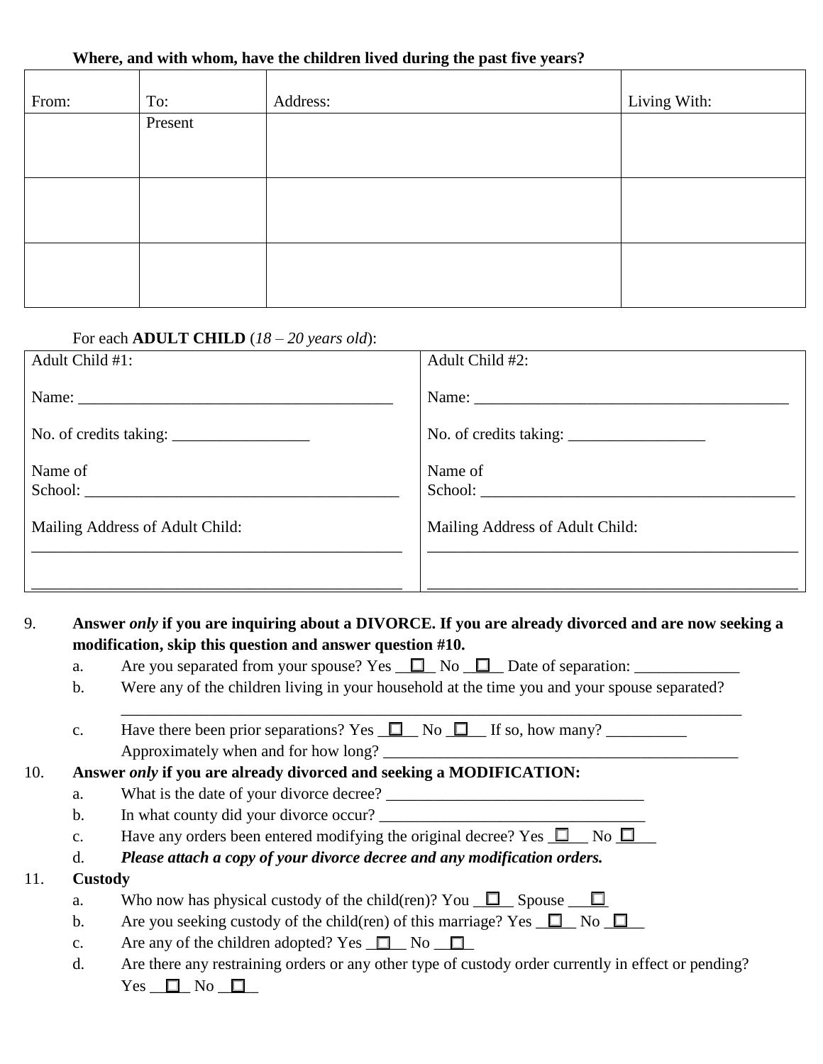**Where, and with whom, have the children lived during the past five years?**

| From: | To: | Address: | Living With: |
|---|---|---|---|
| | Present | | |
| | | | |
| | | | |

For each **ADULT CHILD** (*18 – 20 years old*):

| Adult Child #1: | Adult Child #2: |
|---|---|
| Name: ______________________________________ | Name: ______________________________________ |
| No. of credits taking: _________________ | No. of credits taking: _________________ |
| Name of School: ______________________________________ | Name of School: ______________________________________ |
| Mailing Address of Adult Child: ______________________________________ ______________________________________ | Mailing Address of Adult Child: ______________________________________ ______________________________________ |

9. **Answer *only* if you are inquiring about a DIVORCE. If you are already divorced and are now seeking a modification, skip this question and answer question #10.**
   a. Are you separated from your spouse? Yes ☐ No ☐ Date of separation: _____________
   b. Were any of the children living in your household at the time you and your spouse separated? ______________________________________________________________________________
   c. Have there been prior separations? Yes ☐ No ☐ If so, how many? __________ Approximately when and for how long? ____________________________________________

10. **Answer *only* if you are already divorced and seeking a MODIFICATION:**
    a. What is the date of your divorce decree? ________________________________
    b. In what county did your divorce occur? _________________________________
    c. Have any orders been entered modifying the original decree? Yes ☐ No ☐
    d. ***Please attach a copy of your divorce decree and any modification orders.***

11. **Custody**
    a. Who now has physical custody of the child(ren)? You ☐ Spouse ☐
    b. Are you seeking custody of the child(ren) of this marriage? Yes ☐ No ☐
    c. Are any of the children adopted? Yes ☐ No ☐
    d. Are there any restraining orders or any other type of custody order currently in effect or pending? Yes ☐ No ☐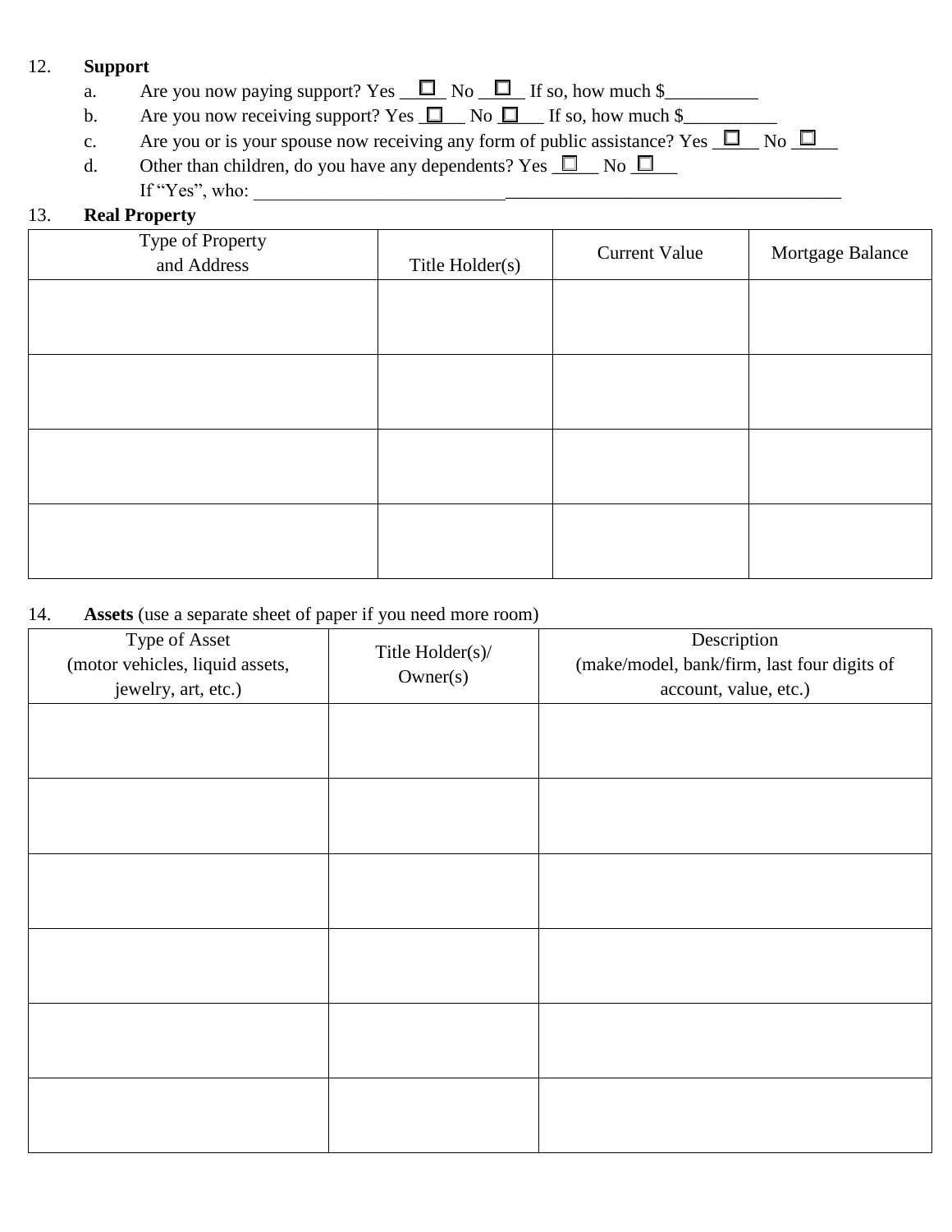12. **Support**

   a. Are you now paying support? Yes ☐ No ☐ If so, how much $__________

   b. Are you now receiving support? Yes ☐ No ☐ If so, how much $__________

   c. Are you or is your spouse now receiving any form of public assistance? Yes ☐ No ☐

   d. Other than children, do you have any dependents? Yes ☐ No ☐

   If "Yes", who: ________________________________________________________________

13. **Real Property**

| Type of Property and Address | Title Holder(s) | Current Value | Mortgage Balance |
|---|---|---|---|
| | | | |
| | | | |
| | | | |
| | | | |

14. **Assets** (use a separate sheet of paper if you need more room)

| Type of Asset (motor vehicles, liquid assets, jewelry, art, etc.) | Title Holder(s)/ Owner(s) | Description (make/model, bank/firm, last four digits of account, value, etc.) |
|---|---|---|
| | | |
| | | |
| | | |
| | | |
| | | |
| | | |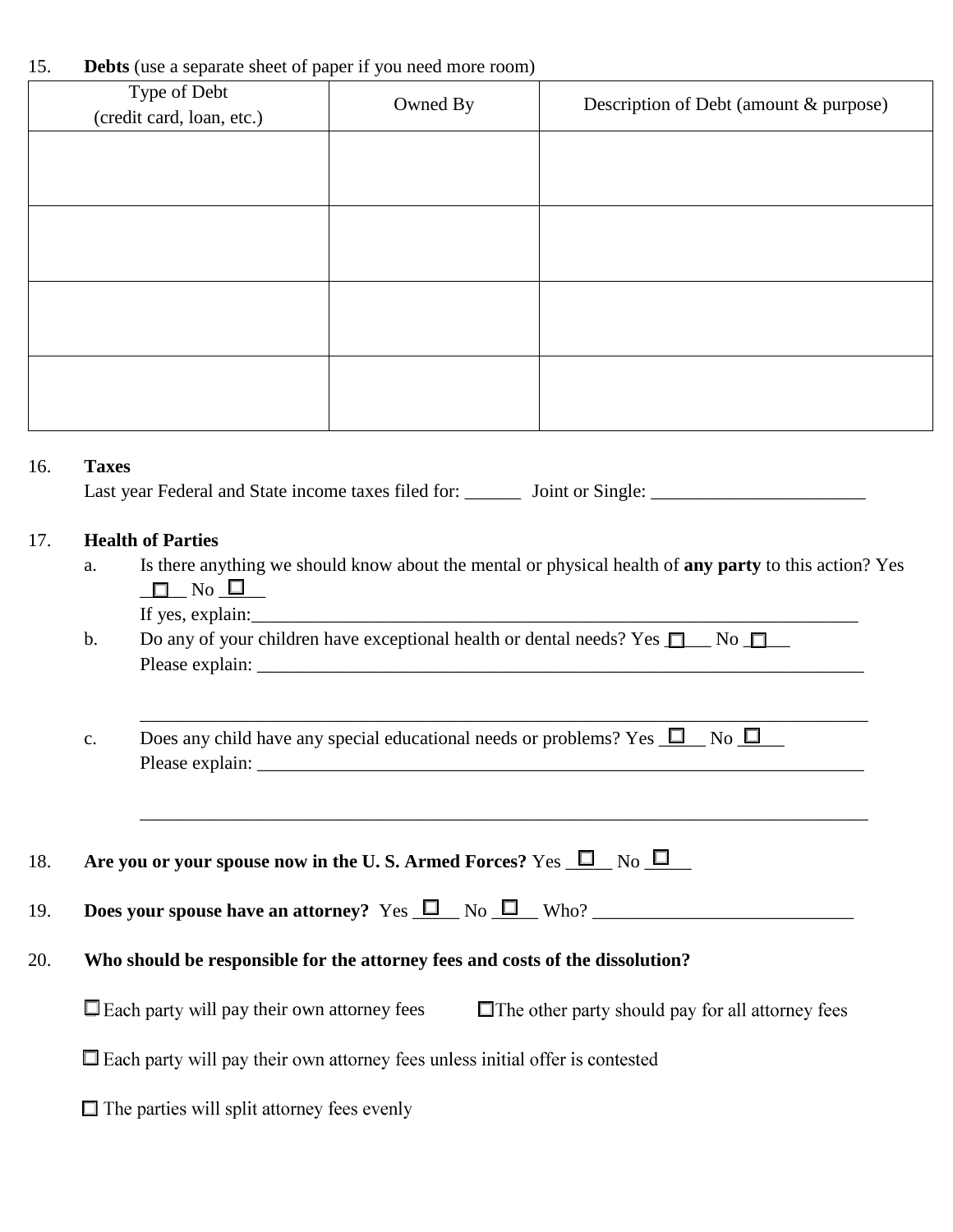15. **Debts** (use a separate sheet of paper if you need more room)

| Type of Debt (credit card, loan, etc.) | Owned By | Description of Debt (amount & purpose) |
|---|---|---|
| | | |
| | | |
| | | |
| | | |

16. **Taxes**
Last year Federal and State income taxes filed for: ______ Joint or Single: _______________________

17. **Health of Parties**
   a. Is there anything we should know about the mental or physical health of **any party** to this action? Yes ☐ No ☐
   If yes, explain:_________________________________________________________________
   b. Do any of your children have exceptional health or dental needs? Yes ☐ No ☐
   Please explain: _________________________________________________________________
   _____________________________________________________________________________
   c. Does any child have any special educational needs or problems? Yes ☐ No ☐
   Please explain: _________________________________________________________________
   _____________________________________________________________________________

18. **Are you or your spouse now in the U. S. Armed Forces?** Yes ☐ No ☐

19. **Does your spouse have an attorney?** Yes ☐ No ☐ Who? ___________________________

20. **Who should be responsible for the attorney fees and costs of the dissolution?**

☐ Each party will pay their own attorney fees ☐ The other party should pay for all attorney fees

☐ Each party will pay their own attorney fees unless initial offer is contested

☐ The parties will split attorney fees evenly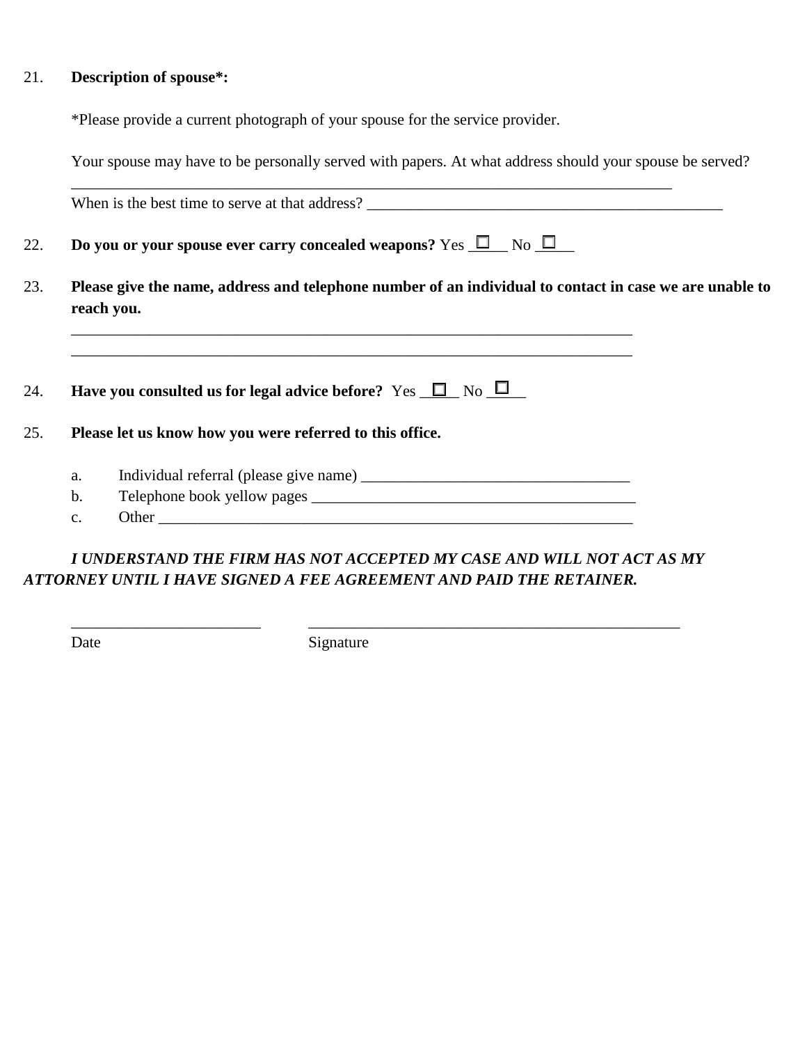21. **Description of spouse*:**

 *Please provide a current photograph of your spouse for the service provider.

 Your spouse may have to be personally served with papers. At what address should your spouse be served? ________________________________________________________________________________

 When is the best time to serve at that address? _______________________________________________

22. **Do you or your spouse ever carry concealed weapons?** Yes ☐ No ☐

23. **Please give the name, address and telephone number of an individual to contact in case we are unable to reach you.**

 ___________________________________________________________________________

 ___________________________________________________________________________

24. **Have you consulted us for legal advice before?** Yes ☐ No ☐

25. **Please let us know how you were referred to this office.**

 a. Individual referral (please give name) ___________________________________
 b. Telephone book yellow pages __________________________________________
 c. Other _________________________________________________________________

***I UNDERSTAND THE FIRM HAS NOT ACCEPTED MY CASE AND WILL NOT ACT AS MY ATTORNEY UNTIL I HAVE SIGNED A FEE AGREEMENT AND PAID THE RETAINER.***

_________________________ __________________________________________________

Date Signature